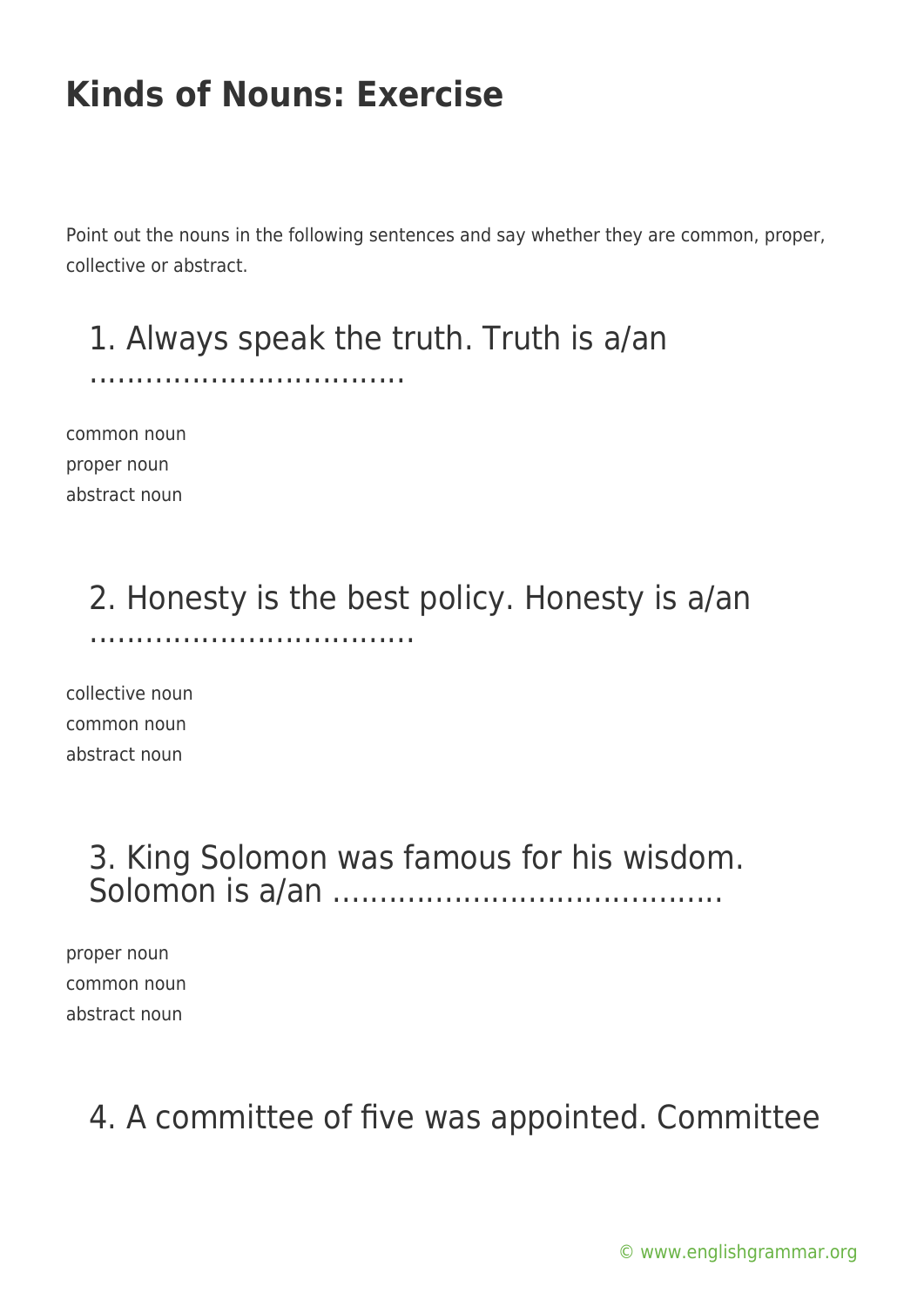# Kinds of Nouns: Exercise

Point out the nouns in the following sentences and say whether they are common, proper, collective or abstract.

## 1. Always speak the truth. Truth is a/an ……………………………

common noun
proper noun
abstract noun

## 2. Honesty is the best policy. Honesty is a/an ……………………………

collective noun
common noun
abstract noun

## 3. King Solomon was famous for his wisdom. Solomon is a/an ……………………………………

proper noun
common noun
abstract noun

## 4. A committee of five was appointed. Committee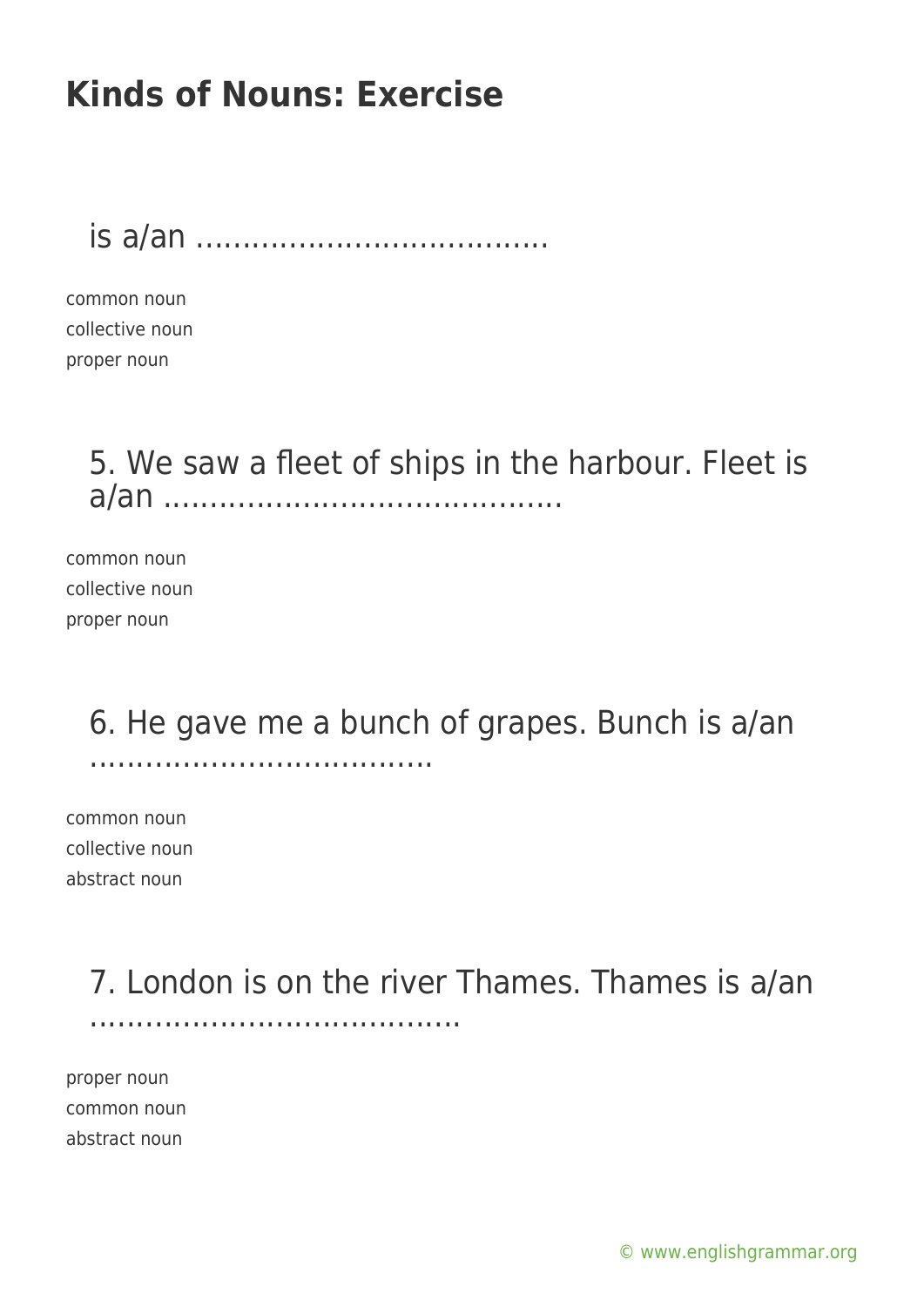# Kinds of Nouns: Exercise

is a/an …………………………………

common noun
collective noun
proper noun

5. We saw a fleet of ships in the harbour. Fleet is a/an ……………………………………..

common noun
collective noun
proper noun

6. He gave me a bunch of grapes. Bunch is a/an ………………………………..

common noun
collective noun
abstract noun

7. London is on the river Thames. Thames is a/an …………………………………..

proper noun
common noun
abstract noun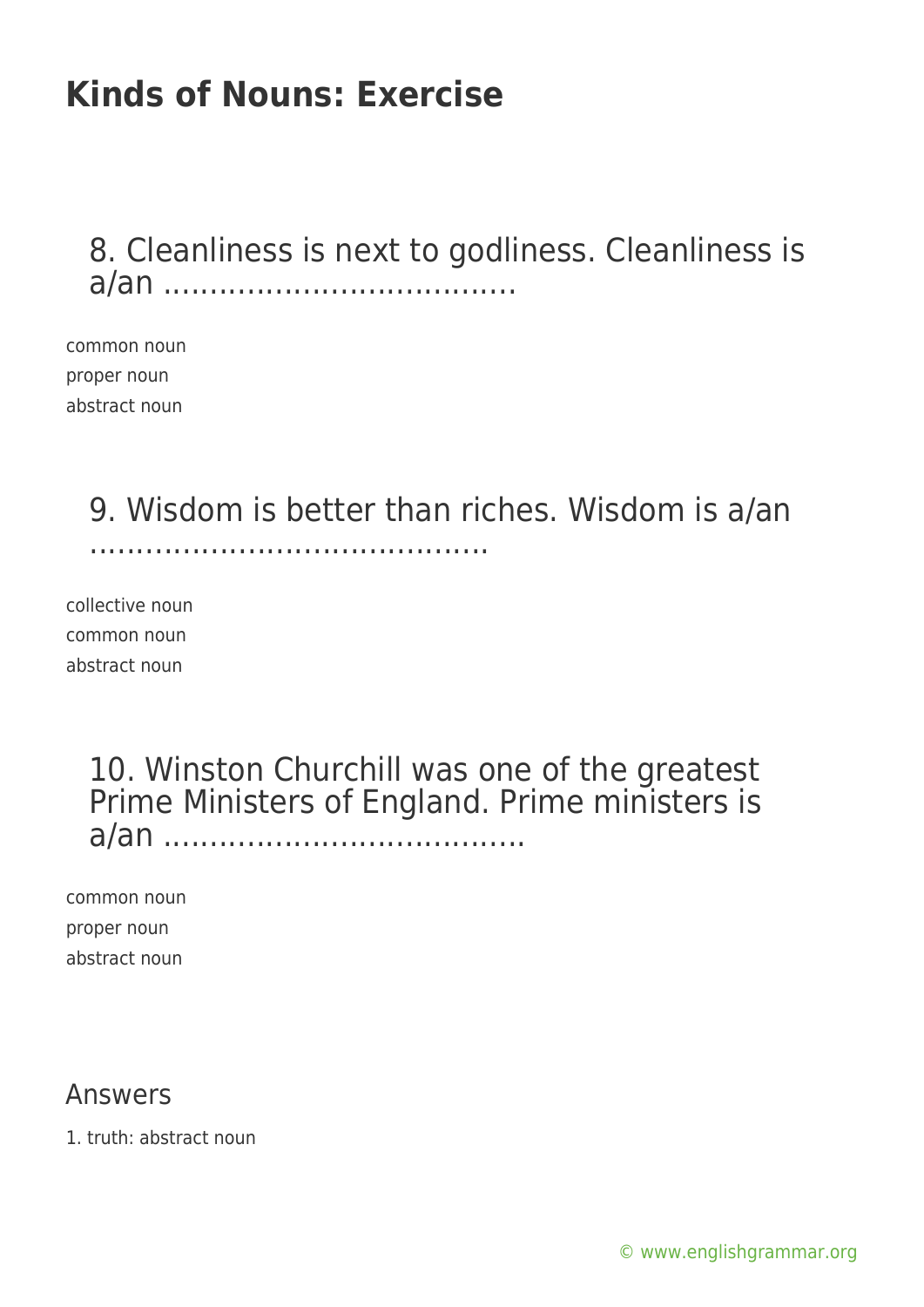## 8. Cleanliness is next to godliness. Cleanliness is a/an ……………………………….

common noun
proper noun
abstract noun

## 9. Wisdom is better than riches. Wisdom is a/an …………………………………….

collective noun
common noun
abstract noun

## 10. Winston Churchill was one of the greatest Prime Ministers of England. Prime ministers is a/an ……………………………….

common noun
proper noun
abstract noun

## Answers

1. truth: abstract noun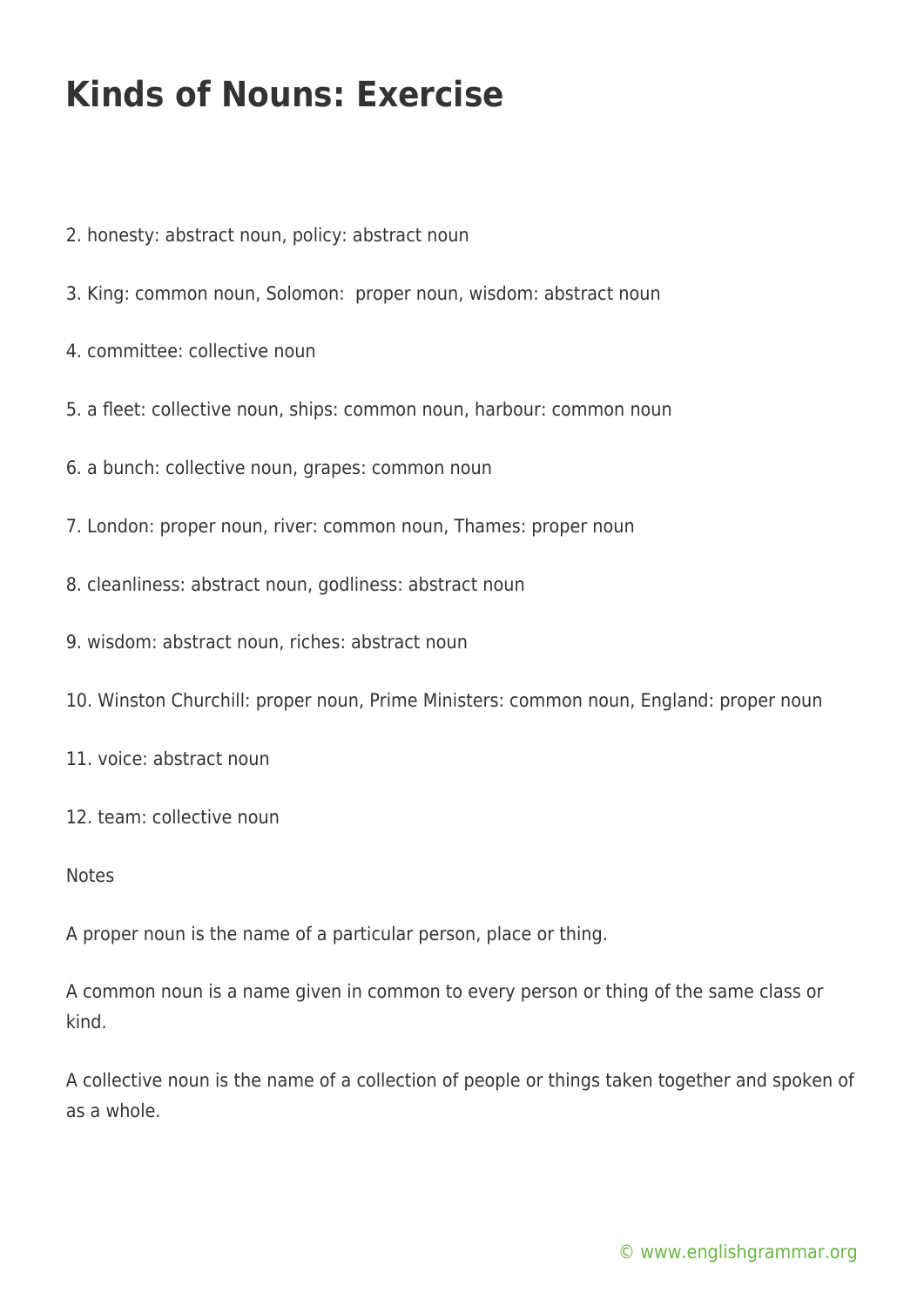# Kinds of Nouns: Exercise

2. honesty: abstract noun, policy: abstract noun

3. King: common noun, Solomon:  proper noun, wisdom: abstract noun

4. committee: collective noun

5. a fleet: collective noun, ships: common noun, harbour: common noun

6. a bunch: collective noun, grapes: common noun

7. London: proper noun, river: common noun, Thames: proper noun

8. cleanliness: abstract noun, godliness: abstract noun

9. wisdom: abstract noun, riches: abstract noun

10. Winston Churchill: proper noun, Prime Ministers: common noun, England: proper noun

11. voice: abstract noun

12. team: collective noun

Notes

A proper noun is the name of a particular person, place or thing.

A common noun is a name given in common to every person or thing of the same class or kind.

A collective noun is the name of a collection of people or things taken together and spoken of as a whole.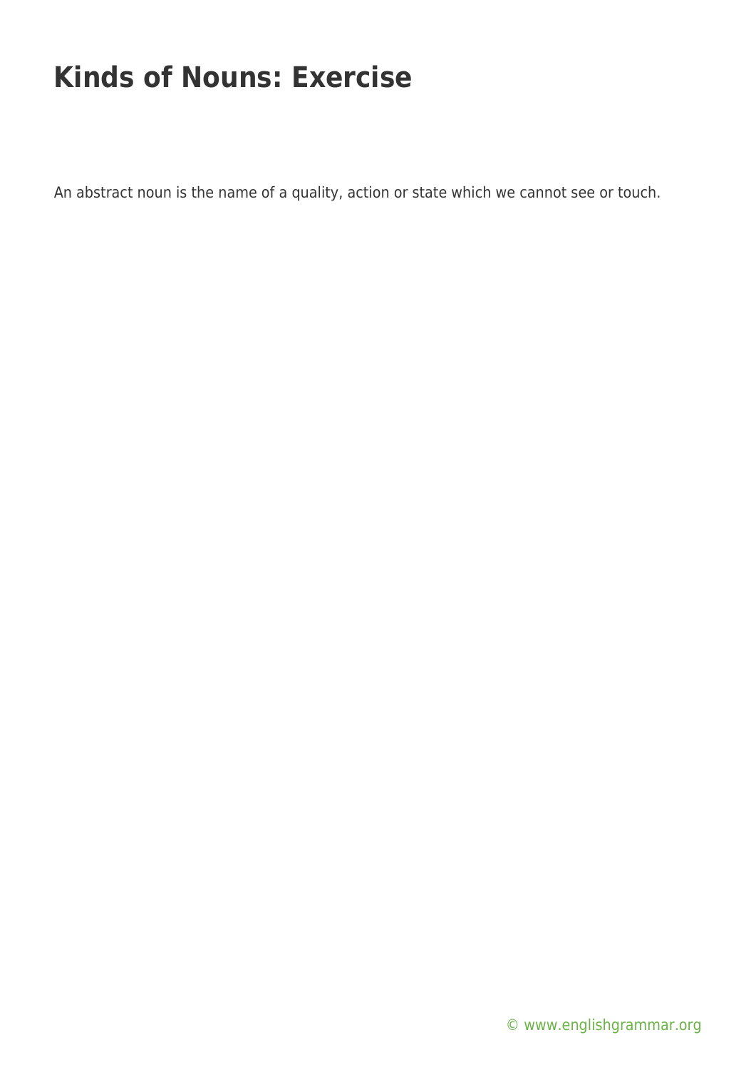# Kinds of Nouns: Exercise

An abstract noun is the name of a quality, action or state which we cannot see or touch.